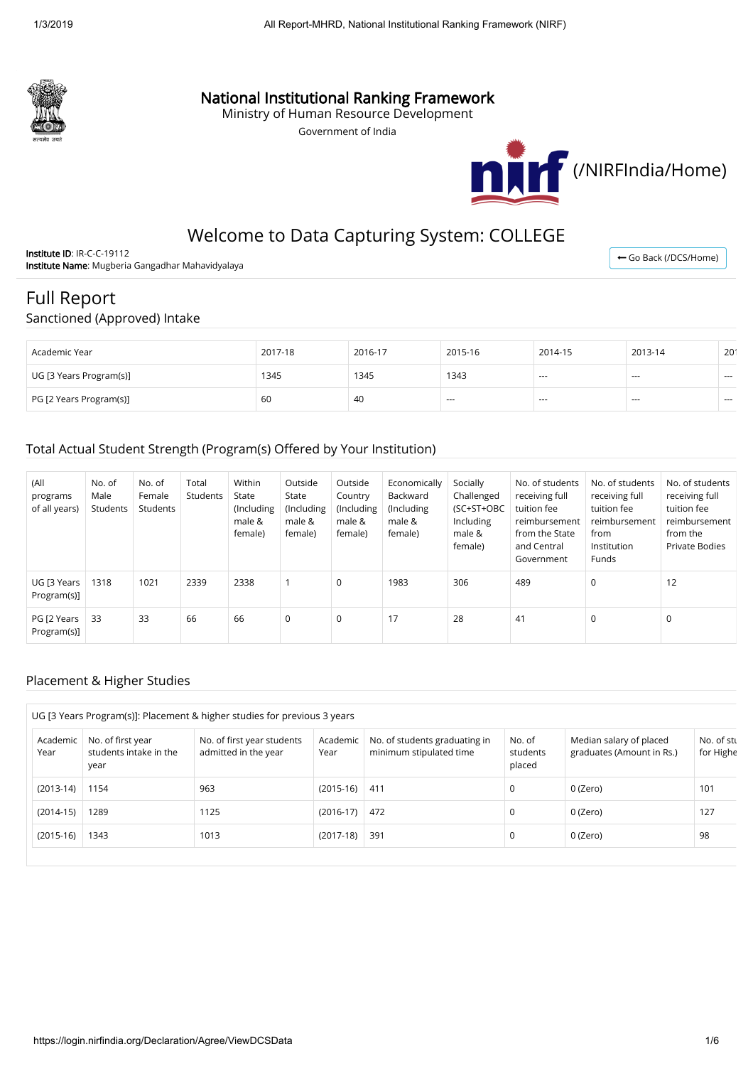# National Institutional Ranking Framework

Ministry of Human Resource Development

Government of India

(/NIRFIndia/Home)

## Welcome to Data Capturing System: COLLEGE

**Institute ID**: IR-C-C-19112
**Institute Name**: Mugberia Gangadhar Mahavidyalaya

← Go Back (/DCS/Home)

## Full Report

### Sanctioned (Approved) Intake

| Academic Year | 2017-18 | 2016-17 | 2015-16 | 2014-15 | 2013-14 | 201 |
|---|---|---|---|---|---|---|
| UG [3 Years Program(s)] | 1345 | 1345 | 1343 | --- | --- | --- |
| PG [2 Years Program(s)] | 60 | 40 | --- | --- | --- | --- |

### Total Actual Student Strength (Program(s) Offered by Your Institution)

| (All programs of all years) | No. of Male Students | No. of Female Students | Total Students | Within State (Including male & female) | Outside State (Including male & female) | Outside Country (Including male & female) | Economically Backward (Including male & female) | Socially Challenged (SC+ST+OBC Including male & female) | No. of students receiving full tuition fee reimbursement from the State and Central Government | No. of students receiving full tuition fee reimbursement from Institution Funds | No. of students receiving full tuition fee reimbursement from the Private Bodies |
|---|---|---|---|---|---|---|---|---|---|---|---|
| UG [3 Years Program(s)] | 1318 | 1021 | 2339 | 2338 | 1 | 0 | 1983 | 306 | 489 | 0 | 12 |
| PG [2 Years Program(s)] | 33 | 33 | 66 | 66 | 0 | 0 | 17 | 28 | 41 | 0 | 0 |

### Placement & Higher Studies

UG [3 Years Program(s)]: Placement & higher studies for previous 3 years

| Academic Year | No. of first year students intake in the year | No. of first year students admitted in the year | Academic Year | No. of students graduating in minimum stipulated time | No. of students placed | Median salary of placed graduates (Amount in Rs.) | No. of stu for Highe |
|---|---|---|---|---|---|---|---|
| (2013-14) | 1154 | 963 | (2015-16) | 411 | 0 | 0 (Zero) | 101 |
| (2014-15) | 1289 | 1125 | (2016-17) | 472 | 0 | 0 (Zero) | 127 |
| (2015-16) | 1343 | 1013 | (2017-18) | 391 | 0 | 0 (Zero) | 98 |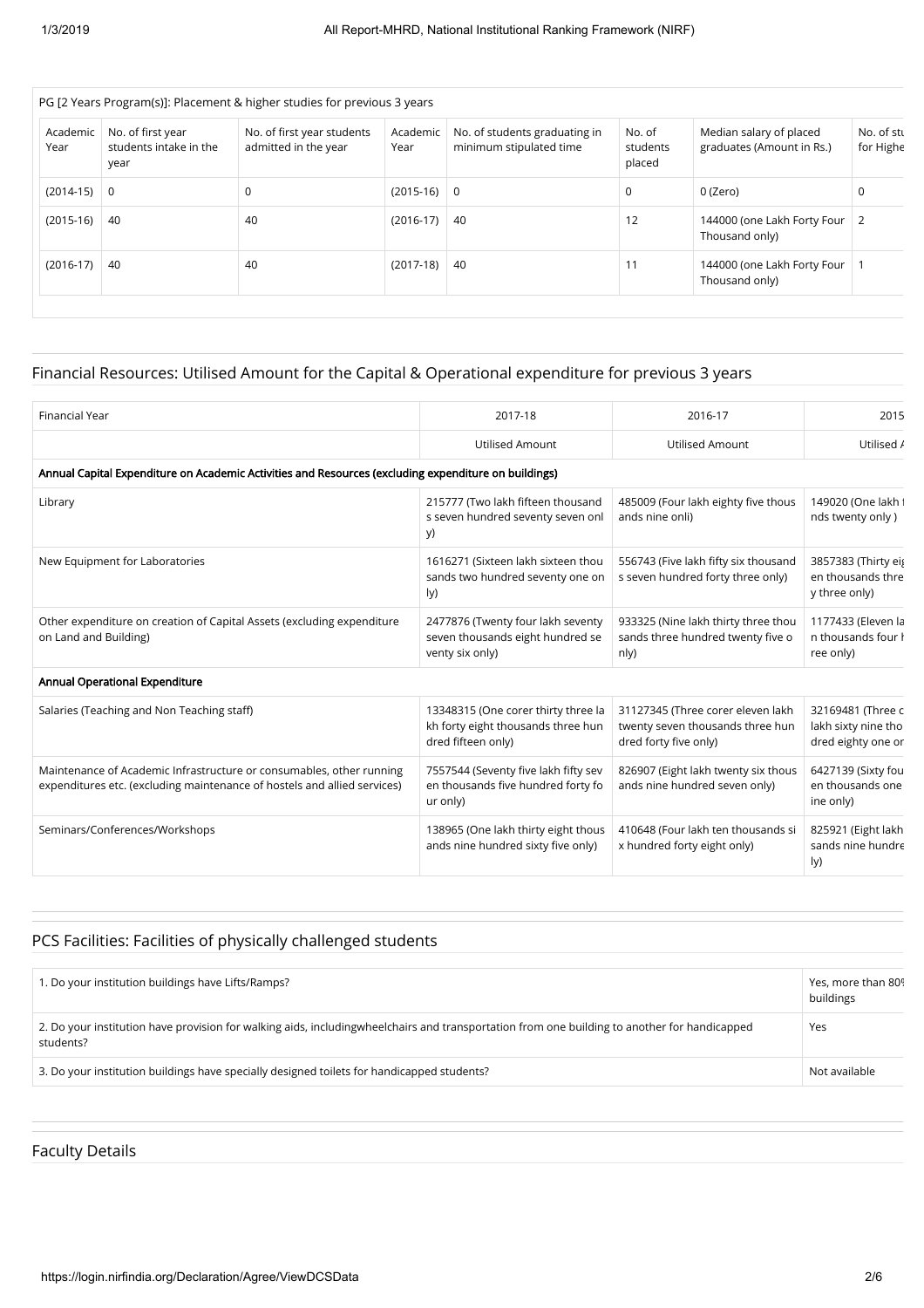PG [2 Years Program(s)]: Placement & higher studies for previous 3 years

| Academic Year | No. of first year students intake in the year | No. of first year students admitted in the year | Academic Year | No. of students graduating in minimum stipulated time | No. of students placed | Median salary of placed graduates (Amount in Rs.) | No. of stu for Highe |
|---|---|---|---|---|---|---|---|
| (2014-15) | 0 | 0 | (2015-16) | 0 | 0 | 0 (Zero) | 0 |
| (2015-16) | 40 | 40 | (2016-17) | 40 | 12 | 144000 (one Lakh Forty Four Thousand only) | 2 |
| (2016-17) | 40 | 40 | (2017-18) | 40 | 11 | 144000 (one Lakh Forty Four Thousand only) | 1 |

## Financial Resources: Utilised Amount for the Capital & Operational expenditure for previous 3 years

| Financial Year | 2017-18 | 2016-17 | 2015 |
|---|---|---|---|
| | Utilised Amount | Utilised Amount | Utilised / |
| **Annual Capital Expenditure on Academic Activities and Resources (excluding expenditure on buildings)** | | | |
| Library | 215777 (Two lakh fifteen thousand s seven hundred seventy seven onl y) | 485009 (Four lakh eighty five thous ands nine onli) | 149020 (One lakh f nds twenty only ) |
| New Equipment for Laboratories | 1616271 (Sixteen lakh sixteen thou sands two hundred seventy one on ly) | 556743 (Five lakh fifty six thousand s seven hundred forty three only) | 3857383 (Thirty eig en thousands thre y three only) |
| Other expenditure on creation of Capital Assets (excluding expenditure on Land and Building) | 2477876 (Twenty four lakh seventy seven thousands eight hundred se venty six only) | 933325 (Nine lakh thirty three thou sands three hundred twenty five o nly) | 1177433 (Eleven la n thousands four h ree only) |
| **Annual Operational Expenditure** | | | |
| Salaries (Teaching and Non Teaching staff) | 13348315 (One corer thirty three la kh forty eight thousands three hun dred fifteen only) | 31127345 (Three corer eleven lakh twenty seven thousands three hun dred forty five only) | 32169481 (Three c lakh sixty nine tho dred eighty one or |
| Maintenance of Academic Infrastructure or consumables, other running expenditures etc. (excluding maintenance of hostels and allied services) | 7557544 (Seventy five lakh fifty sev en thousands five hundred forty fo ur only) | 826907 (Eight lakh twenty six thous ands nine hundred seven only) | 6427139 (Sixty fou en thousands one ine only) |
| Seminars/Conferences/Workshops | 138965 (One lakh thirty eight thous ands nine hundred sixty five only) | 410648 (Four lakh ten thousands si x hundred forty eight only) | 825921 (Eight lakh sands nine hundre ly) |

## PCS Facilities: Facilities of physically challenged students

| | |
|---|---|
| 1. Do your institution buildings have Lifts/Ramps? | Yes, more than 80% buildings |
| 2. Do your institution have provision for walking aids, includingwheelchairs and transportation from one building to another for handicapped students? | Yes |
| 3. Do your institution buildings have specially designed toilets for handicapped students? | Not available |

## Faculty Details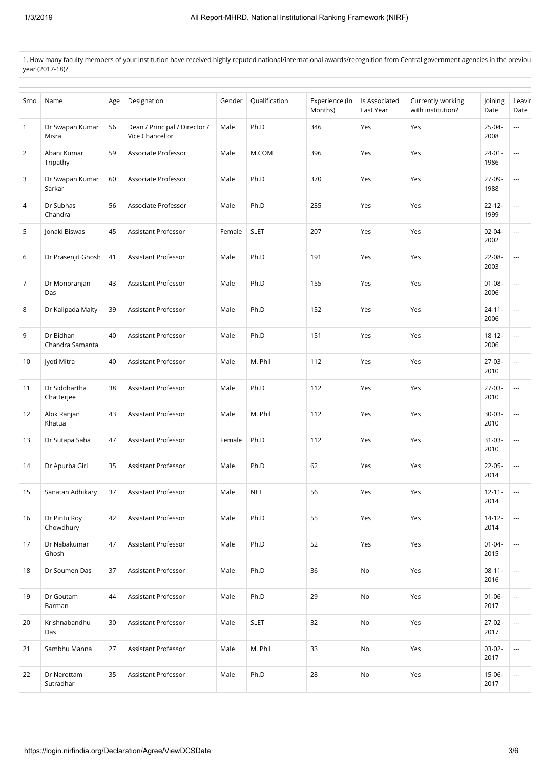1. How many faculty members of your institution have received highly reputed national/international awards/recognition from Central government agencies in the previou year (2017-18)?

| Srno | Name | Age | Designation | Gender | Qualification | Experience (In Months) | Is Associated Last Year | Currently working with institution? | Joining Date | Leavir Date |
|---|---|---|---|---|---|---|---|---|---|---|
| 1 | Dr Swapan Kumar Misra | 56 | Dean / Principal / Director / Vice Chancellor | Male | Ph.D | 346 | Yes | Yes | 25-04-2008 | --- |
| 2 | Abani Kumar Tripathy | 59 | Associate Professor | Male | M.COM | 396 | Yes | Yes | 24-01-1986 | --- |
| 3 | Dr Swapan Kumar Sarkar | 60 | Associate Professor | Male | Ph.D | 370 | Yes | Yes | 27-09-1988 | --- |
| 4 | Dr Subhas Chandra | 56 | Associate Professor | Male | Ph.D | 235 | Yes | Yes | 22-12-1999 | --- |
| 5 | Jonaki Biswas | 45 | Assistant Professor | Female | SLET | 207 | Yes | Yes | 02-04-2002 | --- |
| 6 | Dr Prasenjit Ghosh | 41 | Assistant Professor | Male | Ph.D | 191 | Yes | Yes | 22-08-2003 | --- |
| 7 | Dr Monoranjan Das | 43 | Assistant Professor | Male | Ph.D | 155 | Yes | Yes | 01-08-2006 | --- |
| 8 | Dr Kalipada Maity | 39 | Assistant Professor | Male | Ph.D | 152 | Yes | Yes | 24-11-2006 | --- |
| 9 | Dr Bidhan Chandra Samanta | 40 | Assistant Professor | Male | Ph.D | 151 | Yes | Yes | 18-12-2006 | --- |
| 10 | Jyoti Mitra | 40 | Assistant Professor | Male | M. Phil | 112 | Yes | Yes | 27-03-2010 | --- |
| 11 | Dr Siddhartha Chatterjee | 38 | Assistant Professor | Male | Ph.D | 112 | Yes | Yes | 27-03-2010 | --- |
| 12 | Alok Ranjan Khatua | 43 | Assistant Professor | Male | M. Phil | 112 | Yes | Yes | 30-03-2010 | --- |
| 13 | Dr Sutapa Saha | 47 | Assistant Professor | Female | Ph.D | 112 | Yes | Yes | 31-03-2010 | --- |
| 14 | Dr Apurba Giri | 35 | Assistant Professor | Male | Ph.D | 62 | Yes | Yes | 22-05-2014 | --- |
| 15 | Sanatan Adhikary | 37 | Assistant Professor | Male | NET | 56 | Yes | Yes | 12-11-2014 | --- |
| 16 | Dr Pintu Roy Chowdhury | 42 | Assistant Professor | Male | Ph.D | 55 | Yes | Yes | 14-12-2014 | --- |
| 17 | Dr Nabakumar Ghosh | 47 | Assistant Professor | Male | Ph.D | 52 | Yes | Yes | 01-04-2015 | --- |
| 18 | Dr Soumen Das | 37 | Assistant Professor | Male | Ph.D | 36 | No | Yes | 08-11-2016 | --- |
| 19 | Dr Goutam Barman | 44 | Assistant Professor | Male | Ph.D | 29 | No | Yes | 01-06-2017 | --- |
| 20 | Krishnabandhu Das | 30 | Assistant Professor | Male | SLET | 32 | No | Yes | 27-02-2017 | --- |
| 21 | Sambhu Manna | 27 | Assistant Professor | Male | M. Phil | 33 | No | Yes | 03-02-2017 | --- |
| 22 | Dr Narottam Sutradhar | 35 | Assistant Professor | Male | Ph.D | 28 | No | Yes | 15-06-2017 | --- |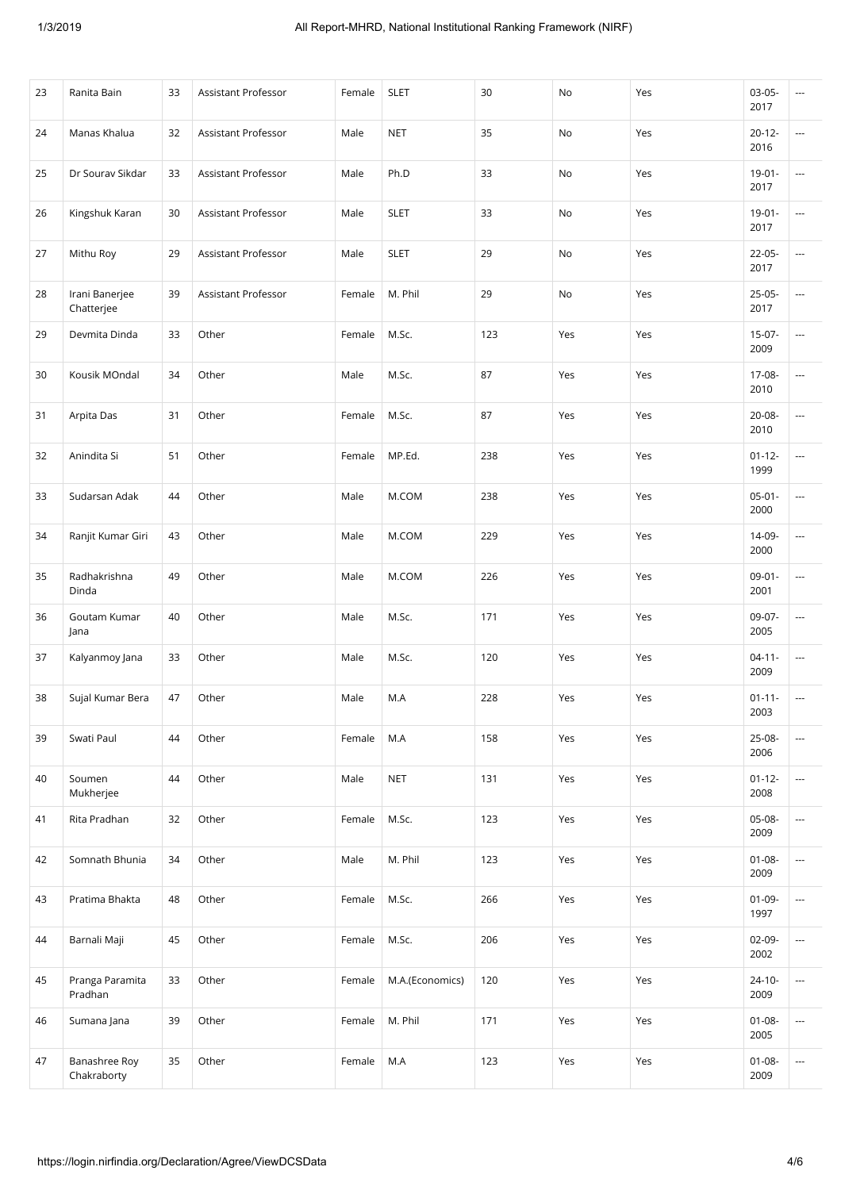| 23 | Ranita Bain | 33 | Assistant Professor | Female | SLET | 30 | No | Yes | 03-05-2017 | --- |
|---|---|---|---|---|---|---|---|---|---|---|
| 24 | Manas Khalua | 32 | Assistant Professor | Male | NET | 35 | No | Yes | 20-12-2016 | --- |
| 25 | Dr Sourav Sikdar | 33 | Assistant Professor | Male | Ph.D | 33 | No | Yes | 19-01-2017 | --- |
| 26 | Kingshuk Karan | 30 | Assistant Professor | Male | SLET | 33 | No | Yes | 19-01-2017 | --- |
| 27 | Mithu Roy | 29 | Assistant Professor | Male | SLET | 29 | No | Yes | 22-05-2017 | --- |
| 28 | Irani Banerjee Chatterjee | 39 | Assistant Professor | Female | M. Phil | 29 | No | Yes | 25-05-2017 | --- |
| 29 | Devmita Dinda | 33 | Other | Female | M.Sc. | 123 | Yes | Yes | 15-07-2009 | --- |
| 30 | Kousik MOndal | 34 | Other | Male | M.Sc. | 87 | Yes | Yes | 17-08-2010 | --- |
| 31 | Arpita Das | 31 | Other | Female | M.Sc. | 87 | Yes | Yes | 20-08-2010 | --- |
| 32 | Anindita Si | 51 | Other | Female | MP.Ed. | 238 | Yes | Yes | 01-12-1999 | --- |
| 33 | Sudarsan Adak | 44 | Other | Male | M.COM | 238 | Yes | Yes | 05-01-2000 | --- |
| 34 | Ranjit Kumar Giri | 43 | Other | Male | M.COM | 229 | Yes | Yes | 14-09-2000 | --- |
| 35 | Radhakrishna Dinda | 49 | Other | Male | M.COM | 226 | Yes | Yes | 09-01-2001 | --- |
| 36 | Goutam Kumar Jana | 40 | Other | Male | M.Sc. | 171 | Yes | Yes | 09-07-2005 | --- |
| 37 | Kalyanmoy Jana | 33 | Other | Male | M.Sc. | 120 | Yes | Yes | 04-11-2009 | --- |
| 38 | Sujal Kumar Bera | 47 | Other | Male | M.A | 228 | Yes | Yes | 01-11-2003 | --- |
| 39 | Swati Paul | 44 | Other | Female | M.A | 158 | Yes | Yes | 25-08-2006 | --- |
| 40 | Soumen Mukherjee | 44 | Other | Male | NET | 131 | Yes | Yes | 01-12-2008 | --- |
| 41 | Rita Pradhan | 32 | Other | Female | M.Sc. | 123 | Yes | Yes | 05-08-2009 | --- |
| 42 | Somnath Bhunia | 34 | Other | Male | M. Phil | 123 | Yes | Yes | 01-08-2009 | --- |
| 43 | Pratima Bhakta | 48 | Other | Female | M.Sc. | 266 | Yes | Yes | 01-09-1997 | --- |
| 44 | Barnali Maji | 45 | Other | Female | M.Sc. | 206 | Yes | Yes | 02-09-2002 | --- |
| 45 | Pranga Paramita Pradhan | 33 | Other | Female | M.A.(Economics) | 120 | Yes | Yes | 24-10-2009 | --- |
| 46 | Sumana Jana | 39 | Other | Female | M. Phil | 171 | Yes | Yes | 01-08-2005 | --- |
| 47 | Banashree Roy Chakraborty | 35 | Other | Female | M.A | 123 | Yes | Yes | 01-08-2009 | --- |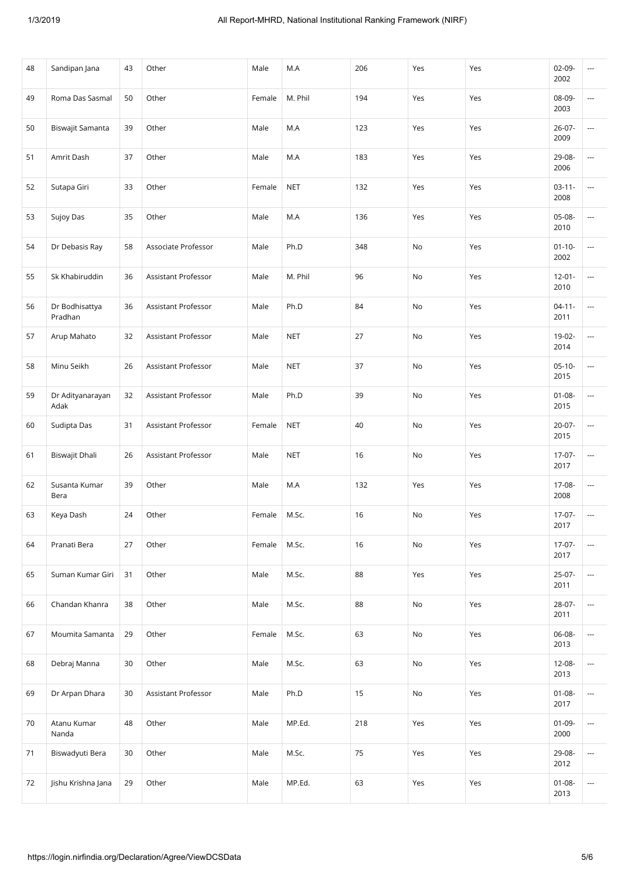| 48 | Sandipan Jana | 43 | Other | Male | M.A | 206 | Yes | Yes | 02-09-2002 | --- |
|---|---|---|---|---|---|---|---|---|---|---|
| 49 | Roma Das Sasmal | 50 | Other | Female | M. Phil | 194 | Yes | Yes | 08-09-2003 | --- |
| 50 | Biswajit Samanta | 39 | Other | Male | M.A | 123 | Yes | Yes | 26-07-2009 | --- |
| 51 | Amrit Dash | 37 | Other | Male | M.A | 183 | Yes | Yes | 29-08-2006 | --- |
| 52 | Sutapa Giri | 33 | Other | Female | NET | 132 | Yes | Yes | 03-11-2008 | --- |
| 53 | Sujoy Das | 35 | Other | Male | M.A | 136 | Yes | Yes | 05-08-2010 | --- |
| 54 | Dr Debasis Ray | 58 | Associate Professor | Male | Ph.D | 348 | No | Yes | 01-10-2002 | --- |
| 55 | Sk Khabiruddin | 36 | Assistant Professor | Male | M. Phil | 96 | No | Yes | 12-01-2010 | --- |
| 56 | Dr Bodhisattya Pradhan | 36 | Assistant Professor | Male | Ph.D | 84 | No | Yes | 04-11-2011 | --- |
| 57 | Arup Mahato | 32 | Assistant Professor | Male | NET | 27 | No | Yes | 19-02-2014 | --- |
| 58 | Minu Seikh | 26 | Assistant Professor | Male | NET | 37 | No | Yes | 05-10-2015 | --- |
| 59 | Dr Adityanarayan Adak | 32 | Assistant Professor | Male | Ph.D | 39 | No | Yes | 01-08-2015 | --- |
| 60 | Sudipta Das | 31 | Assistant Professor | Female | NET | 40 | No | Yes | 20-07-2015 | --- |
| 61 | Biswajit Dhali | 26 | Assistant Professor | Male | NET | 16 | No | Yes | 17-07-2017 | --- |
| 62 | Susanta Kumar Bera | 39 | Other | Male | M.A | 132 | Yes | Yes | 17-08-2008 | --- |
| 63 | Keya Dash | 24 | Other | Female | M.Sc. | 16 | No | Yes | 17-07-2017 | --- |
| 64 | Pranati Bera | 27 | Other | Female | M.Sc. | 16 | No | Yes | 17-07-2017 | --- |
| 65 | Suman Kumar Giri | 31 | Other | Male | M.Sc. | 88 | Yes | Yes | 25-07-2011 | --- |
| 66 | Chandan Khanra | 38 | Other | Male | M.Sc. | 88 | No | Yes | 28-07-2011 | --- |
| 67 | Moumita Samanta | 29 | Other | Female | M.Sc. | 63 | No | Yes | 06-08-2013 | --- |
| 68 | Debraj Manna | 30 | Other | Male | M.Sc. | 63 | No | Yes | 12-08-2013 | --- |
| 69 | Dr Arpan Dhara | 30 | Assistant Professor | Male | Ph.D | 15 | No | Yes | 01-08-2017 | --- |
| 70 | Atanu Kumar Nanda | 48 | Other | Male | MP.Ed. | 218 | Yes | Yes | 01-09-2000 | --- |
| 71 | Biswadyuti Bera | 30 | Other | Male | M.Sc. | 75 | Yes | Yes | 29-08-2012 | --- |
| 72 | Jishu Krishna Jana | 29 | Other | Male | MP.Ed. | 63 | Yes | Yes | 01-08-2013 | --- |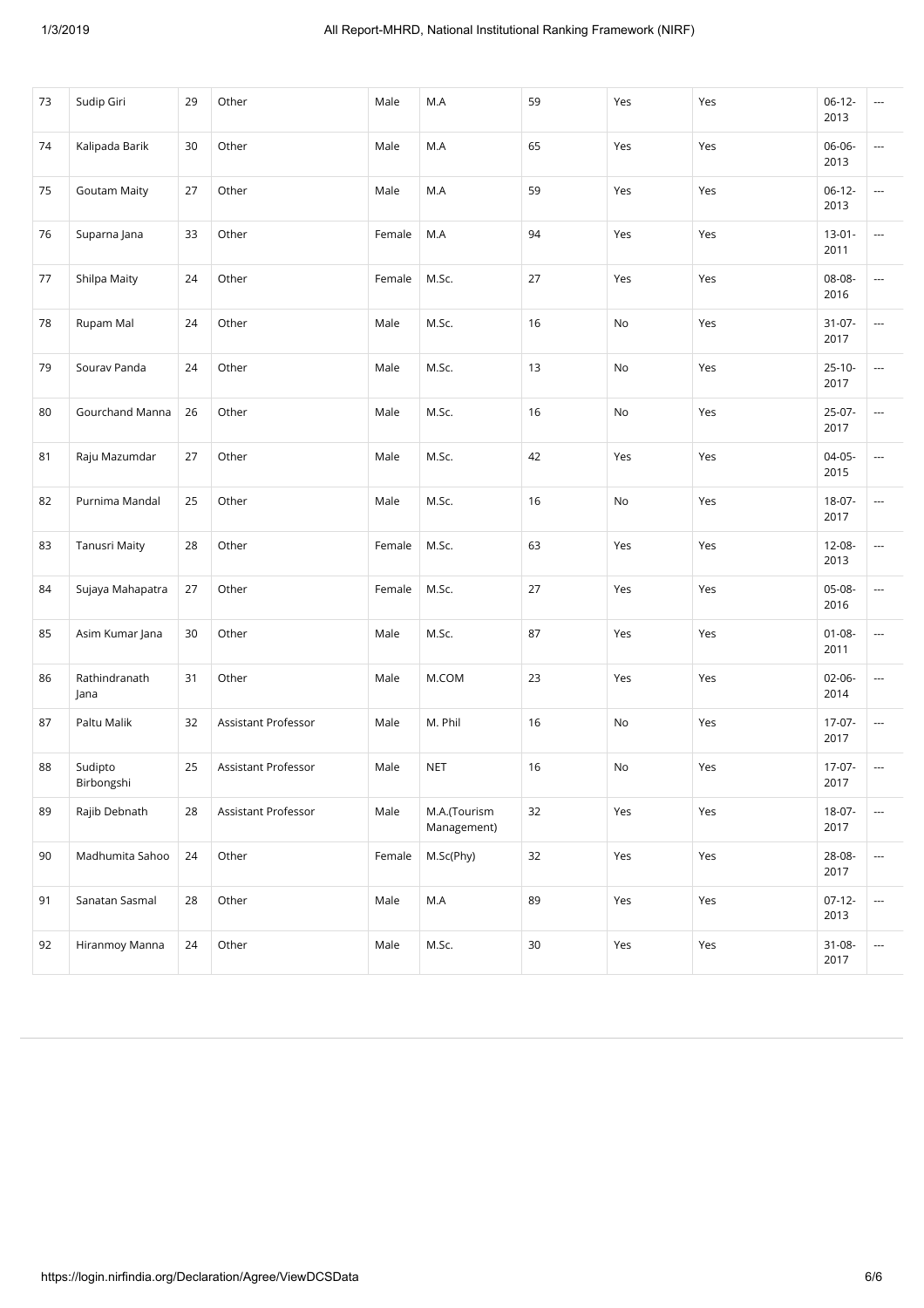| | | | | | | | | | | |
|---|---|---|---|---|---|---|---|---|---|---|
| 73 | Sudip Giri | 29 | Other | Male | M.A | 59 | Yes | Yes | 06-12-2013 | --- |
| 74 | Kalipada Barik | 30 | Other | Male | M.A | 65 | Yes | Yes | 06-06-2013 | --- |
| 75 | Goutam Maity | 27 | Other | Male | M.A | 59 | Yes | Yes | 06-12-2013 | --- |
| 76 | Suparna Jana | 33 | Other | Female | M.A | 94 | Yes | Yes | 13-01-2011 | --- |
| 77 | Shilpa Maity | 24 | Other | Female | M.Sc. | 27 | Yes | Yes | 08-08-2016 | --- |
| 78 | Rupam Mal | 24 | Other | Male | M.Sc. | 16 | No | Yes | 31-07-2017 | --- |
| 79 | Sourav Panda | 24 | Other | Male | M.Sc. | 13 | No | Yes | 25-10-2017 | --- |
| 80 | Gourchand Manna | 26 | Other | Male | M.Sc. | 16 | No | Yes | 25-07-2017 | --- |
| 81 | Raju Mazumdar | 27 | Other | Male | M.Sc. | 42 | Yes | Yes | 04-05-2015 | --- |
| 82 | Purnima Mandal | 25 | Other | Male | M.Sc. | 16 | No | Yes | 18-07-2017 | --- |
| 83 | Tanusri Maity | 28 | Other | Female | M.Sc. | 63 | Yes | Yes | 12-08-2013 | --- |
| 84 | Sujaya Mahapatra | 27 | Other | Female | M.Sc. | 27 | Yes | Yes | 05-08-2016 | --- |
| 85 | Asim Kumar Jana | 30 | Other | Male | M.Sc. | 87 | Yes | Yes | 01-08-2011 | --- |
| 86 | Rathindranath Jana | 31 | Other | Male | M.COM | 23 | Yes | Yes | 02-06-2014 | --- |
| 87 | Paltu Malik | 32 | Assistant Professor | Male | M. Phil | 16 | No | Yes | 17-07-2017 | --- |
| 88 | Sudipto Birbongshi | 25 | Assistant Professor | Male | NET | 16 | No | Yes | 17-07-2017 | --- |
| 89 | Rajib Debnath | 28 | Assistant Professor | Male | M.A.(Tourism Management) | 32 | Yes | Yes | 18-07-2017 | --- |
| 90 | Madhumita Sahoo | 24 | Other | Female | M.Sc(Phy) | 32 | Yes | Yes | 28-08-2017 | --- |
| 91 | Sanatan Sasmal | 28 | Other | Male | M.A | 89 | Yes | Yes | 07-12-2013 | --- |
| 92 | Hiranmoy Manna | 24 | Other | Male | M.Sc. | 30 | Yes | Yes | 31-08-2017 | --- |